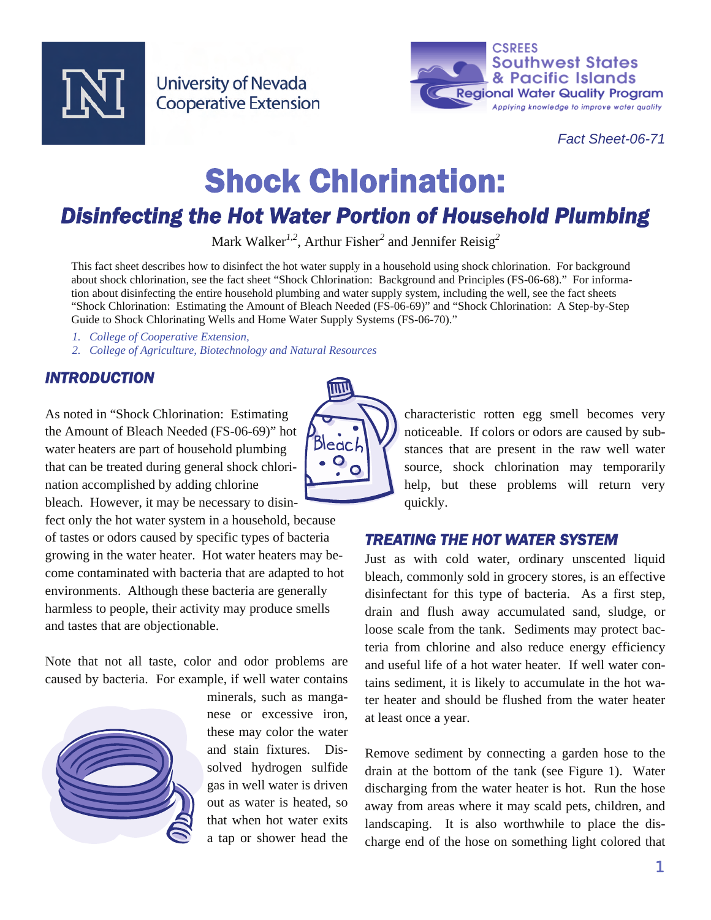University of Nevada Cooperative Extension

CSREES Southwest States & Pacific Islands Regional Water Quality Program
*Applying knowledge to improve water quality*

*Fact Sheet-06-71*

# Shock Chlorination:

## *Disinfecting the Hot Water Portion of Household Plumbing*

Mark Walker[1,2], Arthur Fisher[2] and Jennifer Reisig[2]

This fact sheet describes how to disinfect the hot water supply in a household using shock chlorination. For background about shock chlorination, see the fact sheet "Shock Chlorination: Background and Principles (FS-06-68)." For information about disinfecting the entire household plumbing and water supply system, including the well, see the fact sheets "Shock Chlorination: Estimating the Amount of Bleach Needed (FS-06-69)" and "Shock Chlorination: A Step-by-Step Guide to Shock Chlorinating Wells and Home Water Supply Systems (FS-06-70)."

1. *College of Cooperative Extension,*
2. *College of Agriculture, Biotechnology and Natural Resources*

### *INTRODUCTION*

As noted in "Shock Chlorination: Estimating the Amount of Bleach Needed (FS-06-69)" hot water heaters are part of household plumbing that can be treated during general shock chlorination accomplished by adding chlorine bleach. However, it may be necessary to disinfect only the hot water system in a household, because of tastes or odors caused by specific types of bacteria growing in the water heater. Hot water heaters may become contaminated with bacteria that are adapted to hot environments. Although these bacteria are generally harmless to people, their activity may produce smells and tastes that are objectionable.

Note that not all taste, color and odor problems are caused by bacteria. For example, if well water contains minerals, such as manganese or excessive iron, these may color the water and stain fixtures. Dissolved hydrogen sulfide gas in well water is driven out as water is heated, so that when hot water exits a tap or shower head the characteristic rotten egg smell becomes very noticeable. If colors or odors are caused by substances that are present in the raw well water source, shock chlorination may temporarily help, but these problems will return very quickly.

### *TREATING THE HOT WATER SYSTEM*

Just as with cold water, ordinary unscented liquid bleach, commonly sold in grocery stores, is an effective disinfectant for this type of bacteria. As a first step, drain and flush away accumulated sand, sludge, or loose scale from the tank. Sediments may protect bacteria from chlorine and also reduce energy efficiency and useful life of a hot water heater. If well water contains sediment, it is likely to accumulate in the hot water heater and should be flushed from the water heater at least once a year.

Remove sediment by connecting a garden hose to the drain at the bottom of the tank (see Figure 1). Water discharging from the water heater is hot. Run the hose away from areas where it may scald pets, children, and landscaping. It is also worthwhile to place the discharge end of the hose on something light colored that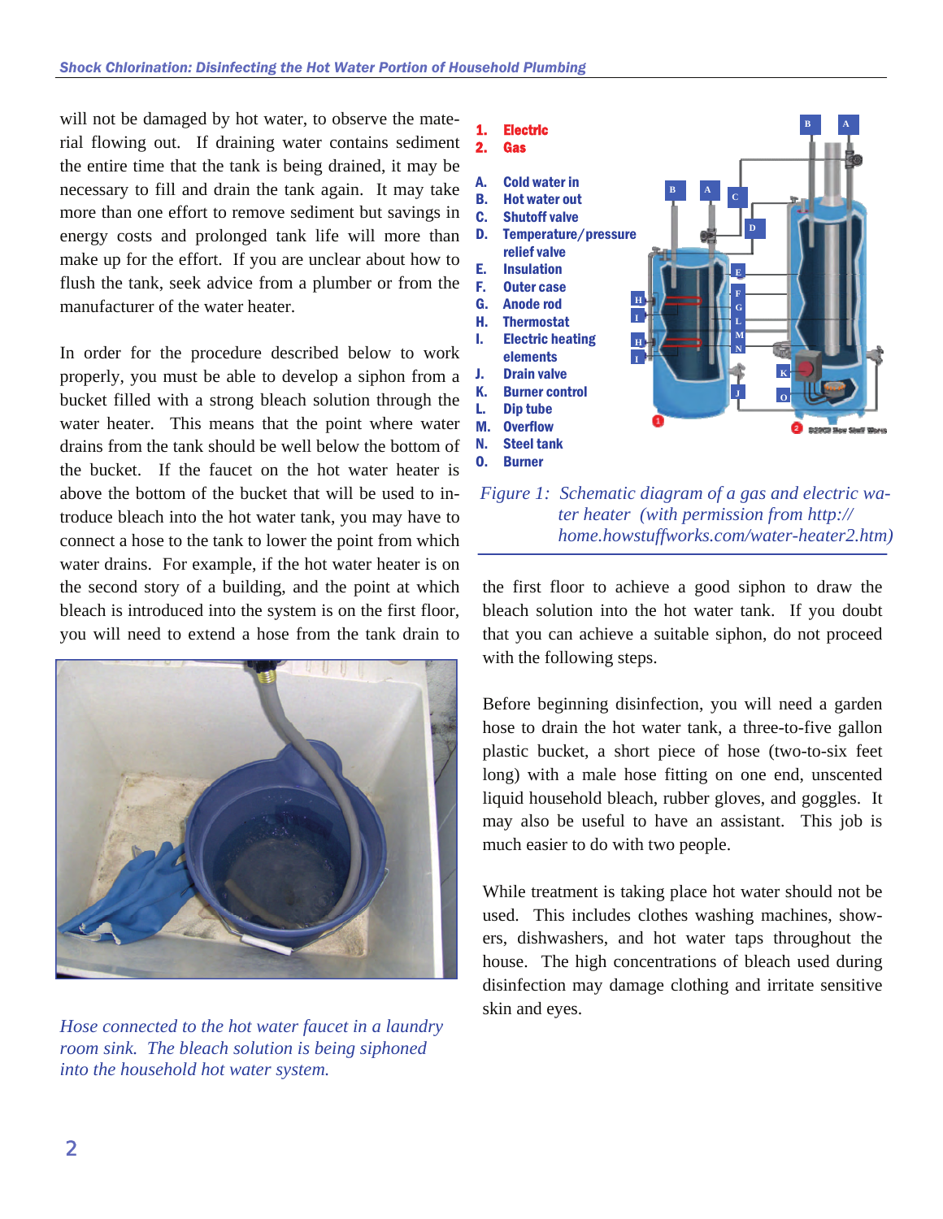will not be damaged by hot water, to observe the material flowing out. If draining water contains sediment the entire time that the tank is being drained, it may be necessary to fill and drain the tank again. It may take more than one effort to remove sediment but savings in energy costs and prolonged tank life will more than make up for the effort. If you are unclear about how to flush the tank, seek advice from a plumber or from the manufacturer of the water heater.

In order for the procedure described below to work properly, you must be able to develop a siphon from a bucket filled with a strong bleach solution through the water heater. This means that the point where water drains from the tank should be well below the bottom of the bucket. If the faucet on the hot water heater is above the bottom of the bucket that will be used to introduce bleach into the hot water tank, you may have to connect a hose to the tank to lower the point from which water drains. For example, if the hot water heater is on the second story of a building, and the point at which bleach is introduced into the system is on the first floor, you will need to extend a hose from the tank drain to the first floor to achieve a good siphon to draw the bleach solution into the hot water tank. If you doubt that you can achieve a suitable siphon, do not proceed with the following steps.

*Hose connected to the hot water faucet in a laundry room sink. The bleach solution is being siphoned into the household hot water system.*

1. **Electric**
2. **Gas**

- **A.** Cold water in
- **B.** Hot water out
- **C.** Shutoff valve
- **D.** Temperature/pressure relief valve
- **E.** Insulation
- **F.** Outer case
- **G.** Anode rod
- **H.** Thermostat
- **I.** Electric heating elements
- **J.** Drain valve
- **K.** Burner control
- **L.** Dip tube
- **M.** Overflow
- **N.** Steel tank
- **O.** Burner

*Figure 1: Schematic diagram of a gas and electric water heater (with permission from http://home.howstuffworks.com/water-heater2.htm)*

Before beginning disinfection, you will need a garden hose to drain the hot water tank, a three-to-five gallon plastic bucket, a short piece of hose (two-to-six feet long) with a male hose fitting on one end, unscented liquid household bleach, rubber gloves, and goggles. It may also be useful to have an assistant. This job is much easier to do with two people.

While treatment is taking place hot water should not be used. This includes clothes washing machines, showers, dishwashers, and hot water taps throughout the house. The high concentrations of bleach used during disinfection may damage clothing and irritate sensitive skin and eyes.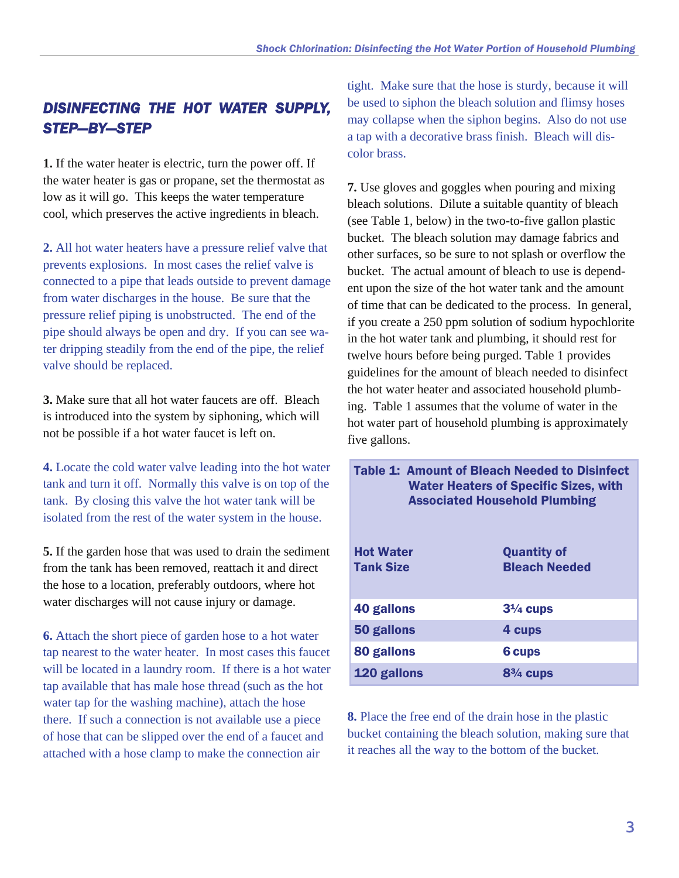## DISINFECTING THE HOT WATER SUPPLY, STEP—BY—STEP

**1.** If the water heater is electric, turn the power off. If the water heater is gas or propane, set the thermostat as low as it will go. This keeps the water temperature cool, which preserves the active ingredients in bleach.

**2.** All hot water heaters have a pressure relief valve that prevents explosions. In most cases the relief valve is connected to a pipe that leads outside to prevent damage from water discharges in the house. Be sure that the pressure relief piping is unobstructed. The end of the pipe should always be open and dry. If you can see water dripping steadily from the end of the pipe, the relief valve should be replaced.

**3.** Make sure that all hot water faucets are off. Bleach is introduced into the system by siphoning, which will not be possible if a hot water faucet is left on.

**4.** Locate the cold water valve leading into the hot water tank and turn it off. Normally this valve is on top of the tank. By closing this valve the hot water tank will be isolated from the rest of the water system in the house.

**5.** If the garden hose that was used to drain the sediment from the tank has been removed, reattach it and direct the hose to a location, preferably outdoors, where hot water discharges will not cause injury or damage.

**6.** Attach the short piece of garden hose to a hot water tap nearest to the water heater. In most cases this faucet will be located in a laundry room. If there is a hot water tap available that has male hose thread (such as the hot water tap for the washing machine), attach the hose there. If such a connection is not available use a piece of hose that can be slipped over the end of a faucet and attached with a hose clamp to make the connection air tight. Make sure that the hose is sturdy, because it will be used to siphon the bleach solution and flimsy hoses may collapse when the siphon begins. Also do not use a tap with a decorative brass finish. Bleach will discolor brass.

**7.** Use gloves and goggles when pouring and mixing bleach solutions. Dilute a suitable quantity of bleach (see Table 1, below) in the two-to-five gallon plastic bucket. The bleach solution may damage fabrics and other surfaces, so be sure to not splash or overflow the bucket. The actual amount of bleach to use is dependent upon the size of the hot water tank and the amount of time that can be dedicated to the process. In general, if you create a 250 ppm solution of sodium hypochlorite in the hot water tank and plumbing, it should rest for twelve hours before being purged. Table 1 provides guidelines for the amount of bleach needed to disinfect the hot water heater and associated household plumbing. Table 1 assumes that the volume of water in the hot water part of household plumbing is approximately five gallons.

**Table 1: Amount of Bleach Needed to Disinfect Water Heaters of Specific Sizes, with Associated Household Plumbing**

| Hot Water Tank Size | Quantity of Bleach Needed |
|---|---|
| 40 gallons | 3¼ cups |
| 50 gallons | 4 cups |
| 80 gallons | 6 cups |
| 120 gallons | 8¾ cups |

**8.** Place the free end of the drain hose in the plastic bucket containing the bleach solution, making sure that it reaches all the way to the bottom of the bucket.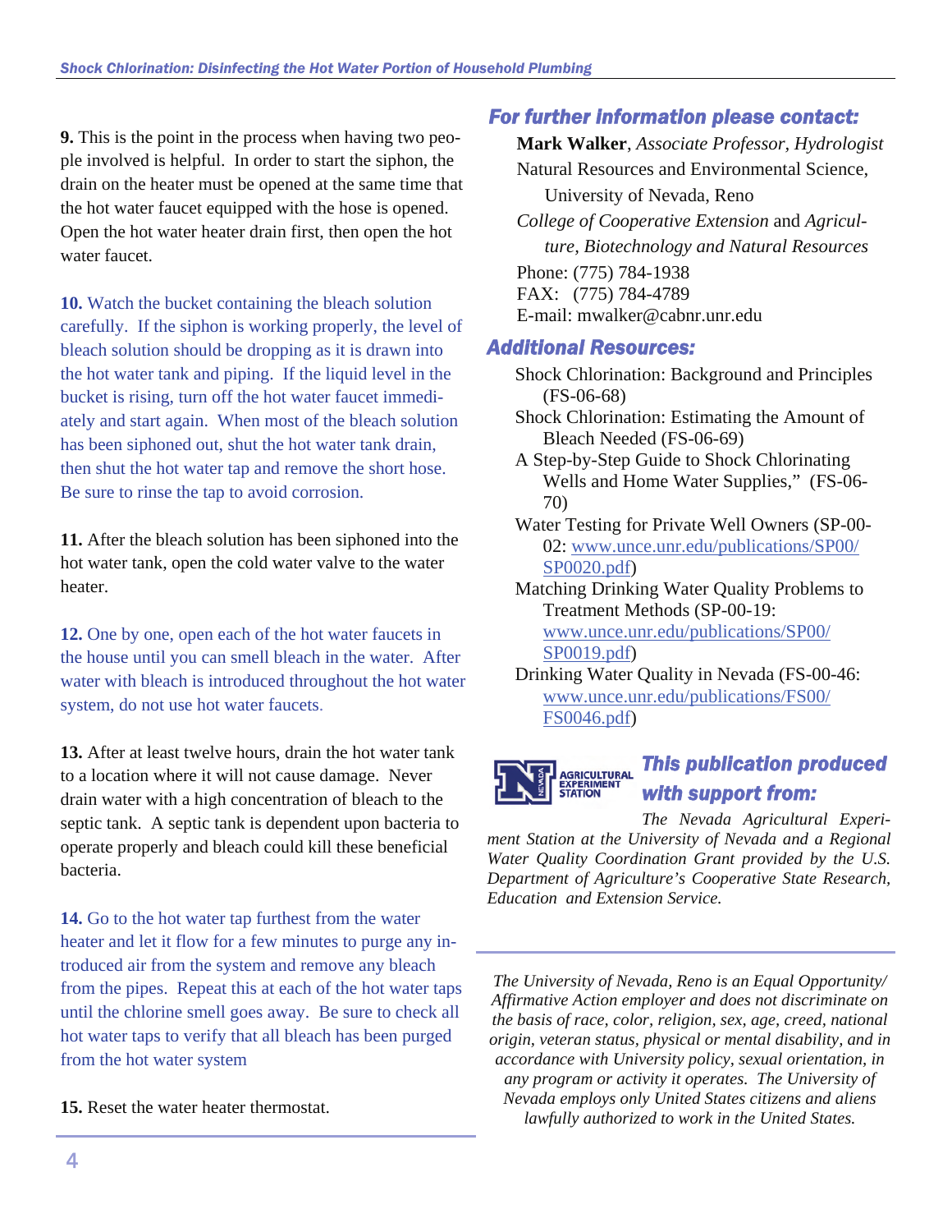**9.** This is the point in the process when having two people involved is helpful. In order to start the siphon, the drain on the heater must be opened at the same time that the hot water faucet equipped with the hose is opened. Open the hot water heater drain first, then open the hot water faucet.

**10.** Watch the bucket containing the bleach solution carefully. If the siphon is working properly, the level of bleach solution should be dropping as it is drawn into the hot water tank and piping. If the liquid level in the bucket is rising, turn off the hot water faucet immediately and start again. When most of the bleach solution has been siphoned out, shut the hot water tank drain, then shut the hot water tap and remove the short hose. Be sure to rinse the tap to avoid corrosion.

**11.** After the bleach solution has been siphoned into the hot water tank, open the cold water valve to the water heater.

**12.** One by one, open each of the hot water faucets in the house until you can smell bleach in the water. After water with bleach is introduced throughout the hot water system, do not use hot water faucets.

**13.** After at least twelve hours, drain the hot water tank to a location where it will not cause damage. Never drain water with a high concentration of bleach to the septic tank. A septic tank is dependent upon bacteria to operate properly and bleach could kill these beneficial bacteria.

**14.** Go to the hot water tap furthest from the water heater and let it flow for a few minutes to purge any introduced air from the system and remove any bleach from the pipes. Repeat this at each of the hot water taps until the chlorine smell goes away. Be sure to check all hot water taps to verify that all bleach has been purged from the hot water system

**15.** Reset the water heater thermostat.

## For further information please contact:

**Mark Walker**, *Associate Professor, Hydrologist*
Natural Resources and Environmental Science, University of Nevada, Reno
*College of Cooperative Extension* and *Agriculture, Biotechnology and Natural Resources*
Phone: (775) 784-1938
FAX: (775) 784-4789
E-mail: mwalker@cabnr.unr.edu

## Additional Resources:

- Shock Chlorination: Background and Principles (FS-06-68)
- Shock Chlorination: Estimating the Amount of Bleach Needed (FS-06-69)
- A Step-by-Step Guide to Shock Chlorinating Wells and Home Water Supplies," (FS-06-70)
- Water Testing for Private Well Owners (SP-00-02: www.unce.unr.edu/publications/SP00/SP0020.pdf)
- Matching Drinking Water Quality Problems to Treatment Methods (SP-00-19: www.unce.unr.edu/publications/SP00/SP0019.pdf)
- Drinking Water Quality in Nevada (FS-00-46: www.unce.unr.edu/publications/FS00/FS0046.pdf)

## This publication produced with support from:

NEVADA AGRICULTURAL EXPERIMENT STATION

*The Nevada Agricultural Experiment Station at the University of Nevada and a Regional Water Quality Coordination Grant provided by the U.S. Department of Agriculture's Cooperative State Research, Education and Extension Service.*

*The University of Nevada, Reno is an Equal Opportunity/Affirmative Action employer and does not discriminate on the basis of race, color, religion, sex, age, creed, national origin, veteran status, physical or mental disability, and in accordance with University policy, sexual orientation, in any program or activity it operates. The University of Nevada employs only United States citizens and aliens lawfully authorized to work in the United States.*